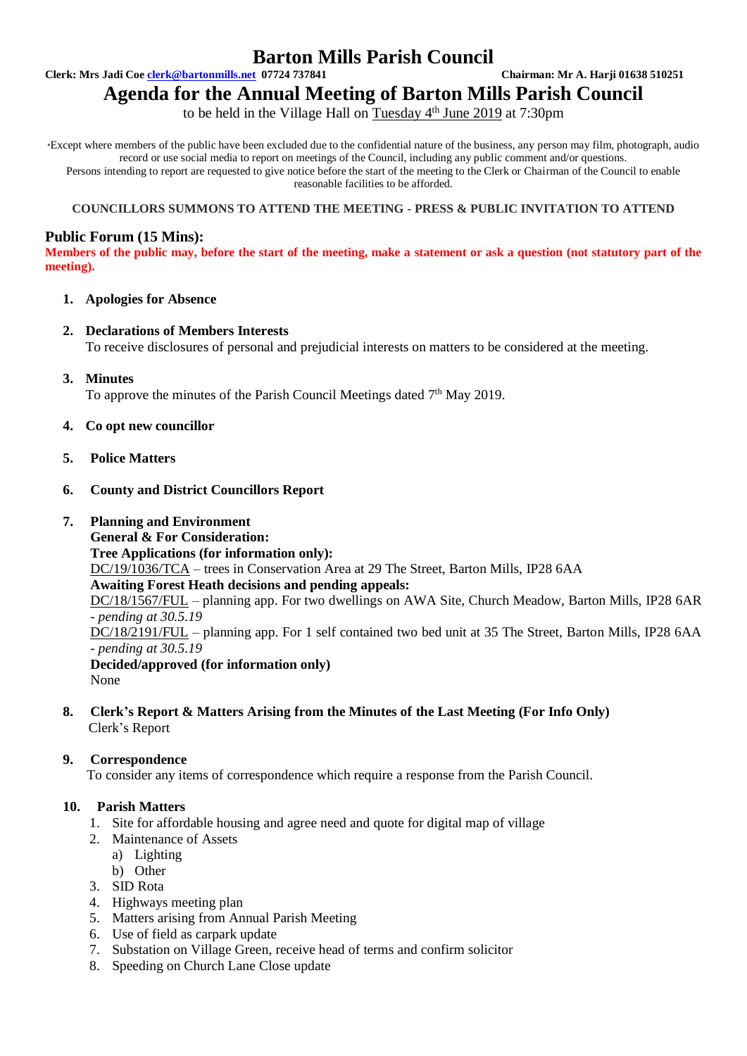# Barton Mills Parish Council

**Clerk: Mrs Jadi Coe clerk@bartonmills.net 07724 737841** **Chairman: Mr A. Harji 01638 510251**

## Agenda for the Annual Meeting of Barton Mills Parish Council

to be held in the Village Hall on Tuesday 4th June 2019 at 7:30pm

*Except where members of the public have been excluded due to the confidential nature of the business, any person may film, photograph, audio record or use social media to report on meetings of the Council, including any public comment and/or questions.
Persons intending to report are requested to give notice before the start of the meeting to the Clerk or Chairman of the Council to enable reasonable facilities to be afforded.

**COUNCILLORS SUMMONS TO ATTEND THE MEETING - PRESS & PUBLIC INVITATION TO ATTEND**

### Public Forum (15 Mins):

**Members of the public may, before the start of the meeting, make a statement or ask a question (not statutory part of the meeting).**

1. **Apologies for Absence**

2. **Declarations of Members Interests**
   To receive disclosures of personal and prejudicial interests on matters to be considered at the meeting.

3. **Minutes**
   To approve the minutes of the Parish Council Meetings dated 7th May 2019.

4. **Co opt new councillor**

5. **Police Matters**

6. **County and District Councillors Report**

7. **Planning and Environment**
   **General & For Consideration:**
   **Tree Applications (for information only):**
   DC/19/1036/TCA – trees in Conservation Area at 29 The Street, Barton Mills, IP28 6AA
   **Awaiting Forest Heath decisions and pending appeals:**
   DC/18/1567/FUL – planning app. For two dwellings on AWA Site, Church Meadow, Barton Mills, IP28 6AR *- pending at 30.5.19*
   DC/18/2191/FUL – planning app. For 1 self contained two bed unit at 35 The Street, Barton Mills, IP28 6AA *- pending at 30.5.19*
   **Decided/approved (for information only)**
   None

8. **Clerk's Report & Matters Arising from the Minutes of the Last Meeting (For Info Only)**
   Clerk's Report

9. **Correspondence**
   To consider any items of correspondence which require a response from the Parish Council.

10. **Parish Matters**
    1. Site for affordable housing and agree need and quote for digital map of village
    2. Maintenance of Assets
       a) Lighting
       b) Other
    3. SID Rota
    4. Highways meeting plan
    5. Matters arising from Annual Parish Meeting
    6. Use of field as carpark update
    7. Substation on Village Green, receive head of terms and confirm solicitor
    8. Speeding on Church Lane Close update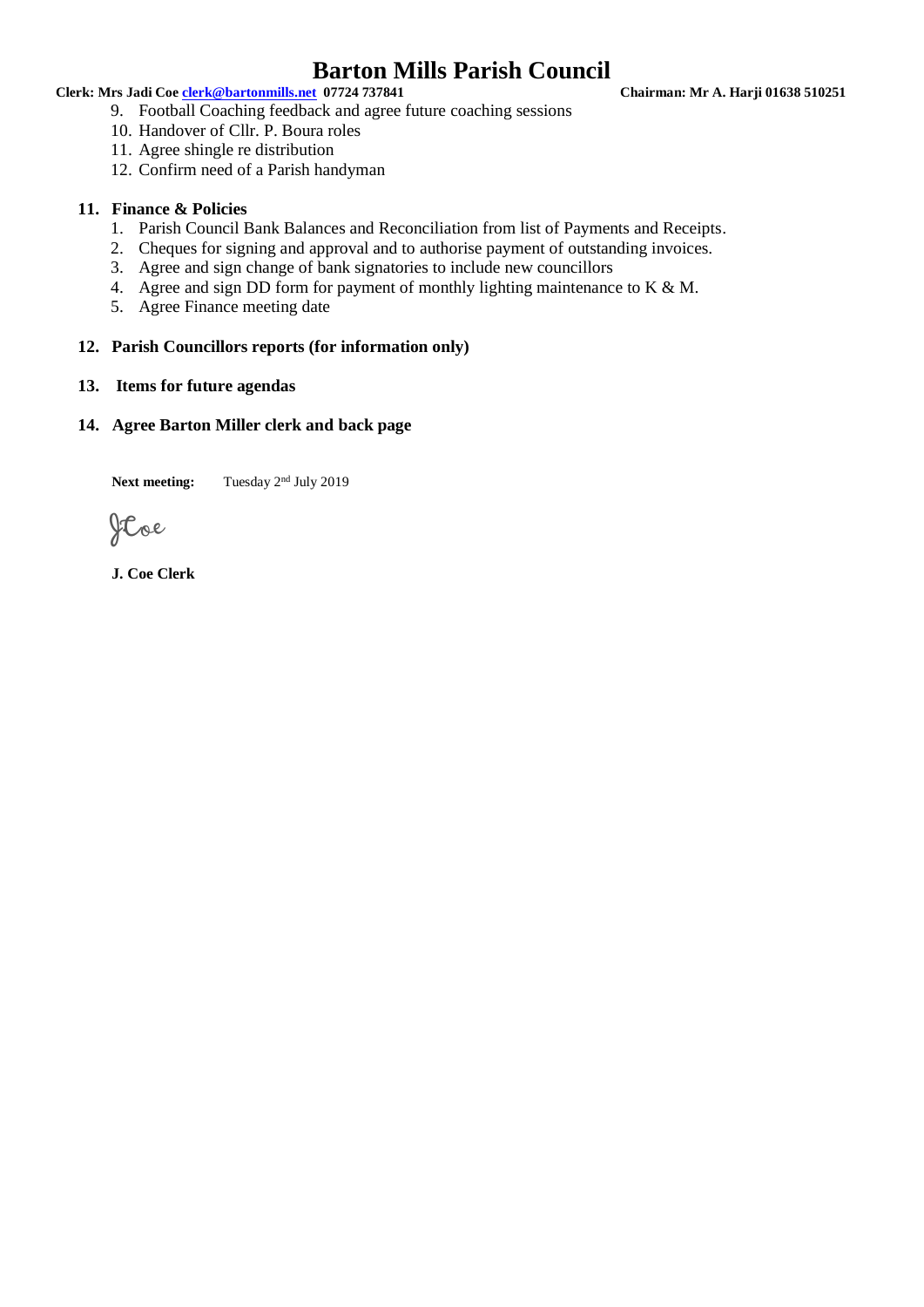# Barton Mills Parish Council

**Clerk: Mrs Jadi Coe clerk@bartonmills.net 07724 737841** **Chairman: Mr A. Harji 01638 510251**

9. Football Coaching feedback and agree future coaching sessions
10. Handover of Cllr. P. Boura roles
11. Agree shingle re distribution
12. Confirm need of a Parish handyman

**11. Finance & Policies**

1. Parish Council Bank Balances and Reconciliation from list of Payments and Receipts.
2. Cheques for signing and approval and to authorise payment of outstanding invoices.
3. Agree and sign change of bank signatories to include new councillors
4. Agree and sign DD form for payment of monthly lighting maintenance to K & M.
5. Agree Finance meeting date

**12. Parish Councillors reports (for information only)**

**13. Items for future agendas**

**14. Agree Barton Miller clerk and back page**

**Next meeting:** Tuesday 2nd July 2019

JCoe

**J. Coe Clerk**